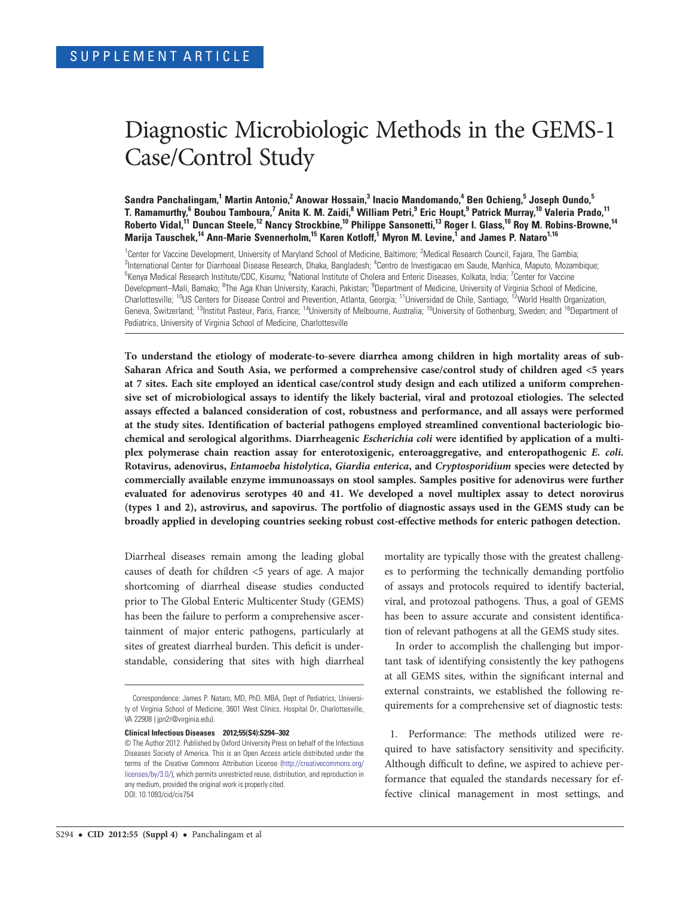SUPPLEMENT ARTICLE

# Diagnostic Microbiologic Methods in the GEMS-1 Case/Control Study

**Sandra Panchalingam,[1] Martin Antonio,[2] Anowar Hossain,[3] Inacio Mandomando,[4] Ben Ochieng,[5] Joseph Oundo,[5] T. Ramamurthy,[6] Boubou Tamboura,[7] Anita K. M. Zaidi,[8] William Petri,[9] Eric Houpt,[9] Patrick Murray,[10] Valeria Prado,[11] Roberto Vidal,[11] Duncan Steele,[12] Nancy Strockbine,[10] Philippe Sansonetti,[13] Roger I. Glass,[10] Roy M. Robins-Browne,[14] Marija Tauschek,[14] Ann-Marie Svennerholm,[15] Karen Kotloff,[1] Myron M. Levine,[1] and James P. Nataro[1,16]**

[1]Center for Vaccine Development, University of Maryland School of Medicine, Baltimore; [2]Medical Research Council, Fajara, The Gambia; [3]International Center for Diarrhoeal Disease Research, Dhaka, Bangladesh; [4]Centro de Investigacao em Saude, Manhica, Maputo, Mozambique; [5]Kenya Medical Research Institute/CDC, Kisumu; [6]National Institute of Cholera and Enteric Diseases, Kolkata, India; [7]Center for Vaccine Development–Mali, Bamako; [8]The Aga Khan University, Karachi, Pakistan; [9]Department of Medicine, University of Virginia School of Medicine, Charlottesville; [10]US Centers for Disease Control and Prevention, Atlanta, Georgia; [11]Universidad de Chile, Santiago; [12]World Health Organization, Geneva, Switzerland; [13]Institut Pasteur, Paris, France; [14]University of Melbourne, Australia; [15]University of Gothenburg, Sweden; and [16]Department of Pediatrics, University of Virginia School of Medicine, Charlottesville

**To understand the etiology of moderate-to-severe diarrhea among children in high mortality areas of sub-Saharan Africa and South Asia, we performed a comprehensive case/control study of children aged <5 years at 7 sites. Each site employed an identical case/control study design and each utilized a uniform comprehensive set of microbiological assays to identify the likely bacterial, viral and protozoal etiologies. The selected assays effected a balanced consideration of cost, robustness and performance, and all assays were performed at the study sites. Identification of bacterial pathogens employed streamlined conventional bacteriologic biochemical and serological algorithms. Diarrheagenic *Escherichia coli* were identified by application of a multiplex polymerase chain reaction assay for enterotoxigenic, enteroaggregative, and enteropathogenic *E. coli*. Rotavirus, adenovirus, *Entamoeba histolytica*, *Giardia enterica*, and *Cryptosporidium* species were detected by commercially available enzyme immunoassays on stool samples. Samples positive for adenovirus were further evaluated for adenovirus serotypes 40 and 41. We developed a novel multiplex assay to detect norovirus (types 1 and 2), astrovirus, and sapovirus. The portfolio of diagnostic assays used in the GEMS study can be broadly applied in developing countries seeking robust cost-effective methods for enteric pathogen detection.**

Diarrheal diseases remain among the leading global causes of death for children <5 years of age. A major shortcoming of diarrheal disease studies conducted prior to The Global Enteric Multicenter Study (GEMS) has been the failure to perform a comprehensive ascertainment of major enteric pathogens, particularly at sites of greatest diarrheal burden. This deficit is understandable, considering that sites with high diarrheal mortality are typically those with the greatest challenges to performing the technically demanding portfolio of assays and protocols required to identify bacterial, viral, and protozoal pathogens. Thus, a goal of GEMS has been to assure accurate and consistent identification of relevant pathogens at all the GEMS study sites.

In order to accomplish the challenging but important task of identifying consistently the key pathogens at all GEMS sites, within the significant internal and external constraints, we established the following requirements for a comprehensive set of diagnostic tests:

1. Performance: The methods utilized were required to have satisfactory sensitivity and specificity. Although difficult to define, we aspired to achieve performance that equaled the standards necessary for effective clinical management in most settings, and

Correspondence: James P. Nataro, MD, PhD, MBA, Dept of Pediatrics, University of Virginia School of Medicine, 3601 West Clinics, Hospital Dr, Charlottesville, VA 22908 (jpn2r@virginia.edu).

**Clinical Infectious Diseases 2012;55(S4):S294–302**

© The Author 2012. Published by Oxford University Press on behalf of the Infectious Diseases Society of America. This is an Open Access article distributed under the terms of the Creative Commons Attribution License (http://creativecommons.org/licenses/by/3.0/), which permits unrestricted reuse, distribution, and reproduction in any medium, provided the original work is properly cited.
DOI: 10.1093/cid/cis754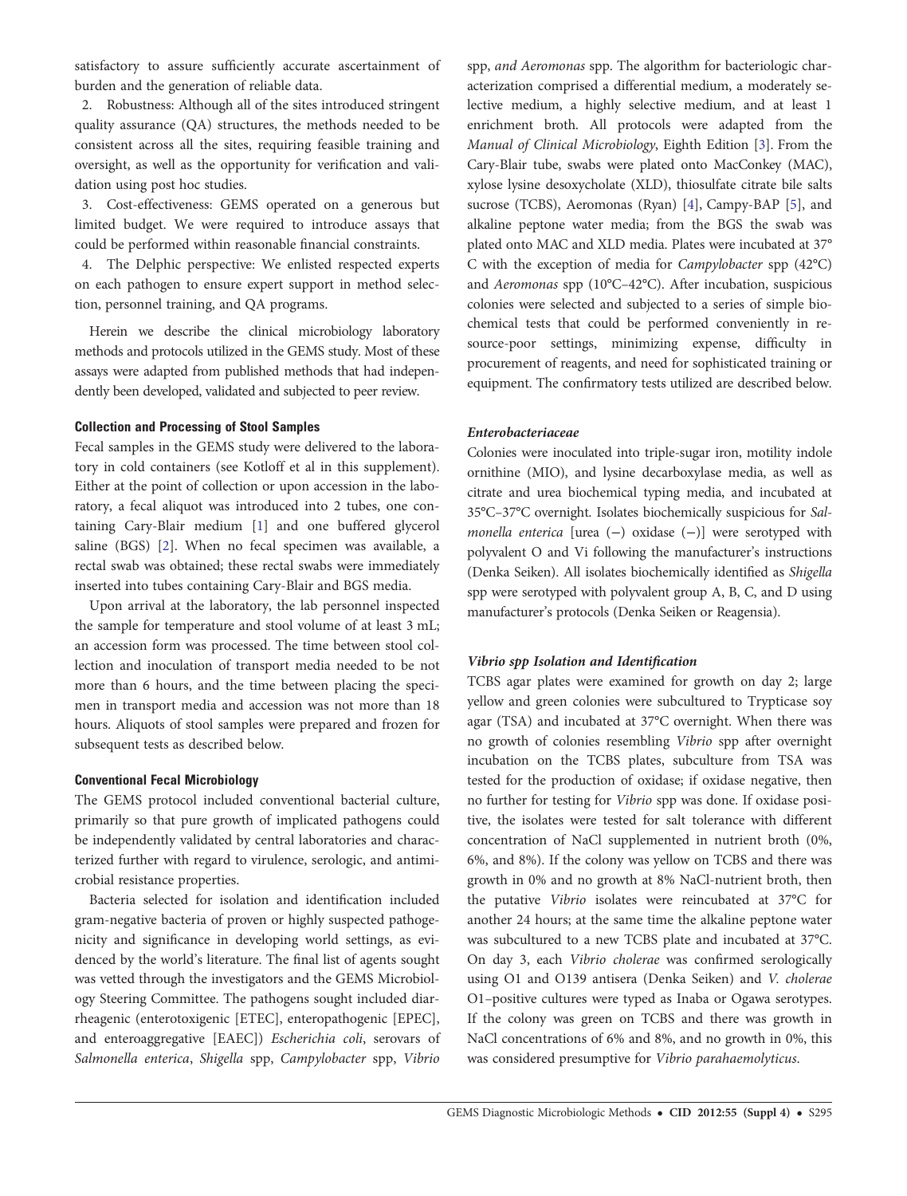satisfactory to assure sufficiently accurate ascertainment of burden and the generation of reliable data.

2. Robustness: Although all of the sites introduced stringent quality assurance (QA) structures, the methods needed to be consistent across all the sites, requiring feasible training and oversight, as well as the opportunity for verification and validation using post hoc studies.

3. Cost-effectiveness: GEMS operated on a generous but limited budget. We were required to introduce assays that could be performed within reasonable financial constraints.

4. The Delphic perspective: We enlisted respected experts on each pathogen to ensure expert support in method selection, personnel training, and QA programs.

Herein we describe the clinical microbiology laboratory methods and protocols utilized in the GEMS study. Most of these assays were adapted from published methods that had independently been developed, validated and subjected to peer review.

### Collection and Processing of Stool Samples

Fecal samples in the GEMS study were delivered to the laboratory in cold containers (see Kotloff et al in this supplement). Either at the point of collection or upon accession in the laboratory, a fecal aliquot was introduced into 2 tubes, one containing Cary-Blair medium [1] and one buffered glycerol saline (BGS) [2]. When no fecal specimen was available, a rectal swab was obtained; these rectal swabs were immediately inserted into tubes containing Cary-Blair and BGS media.

Upon arrival at the laboratory, the lab personnel inspected the sample for temperature and stool volume of at least 3 mL; an accession form was processed. The time between stool collection and inoculation of transport media needed to be not more than 6 hours, and the time between placing the specimen in transport media and accession was not more than 18 hours. Aliquots of stool samples were prepared and frozen for subsequent tests as described below.

### Conventional Fecal Microbiology

The GEMS protocol included conventional bacterial culture, primarily so that pure growth of implicated pathogens could be independently validated by central laboratories and characterized further with regard to virulence, serologic, and antimicrobial resistance properties.

Bacteria selected for isolation and identification included gram-negative bacteria of proven or highly suspected pathogenicity and significance in developing world settings, as evidenced by the world's literature. The final list of agents sought was vetted through the investigators and the GEMS Microbiology Steering Committee. The pathogens sought included diarrheagenic (enterotoxigenic [ETEC], enteropathogenic [EPEC], and enteroaggregative [EAEC]) *Escherichia coli*, serovars of *Salmonella enterica*, *Shigella* spp, *Campylobacter* spp, *Vibrio* spp, *and Aeromonas* spp. The algorithm for bacteriologic characterization comprised a differential medium, a moderately selective medium, a highly selective medium, and at least 1 enrichment broth. All protocols were adapted from the *Manual of Clinical Microbiology*, Eighth Edition [3]. From the Cary-Blair tube, swabs were plated onto MacConkey (MAC), xylose lysine desoxycholate (XLD), thiosulfate citrate bile salts sucrose (TCBS), Aeromonas (Ryan) [4], Campy-BAP [5], and alkaline peptone water media; from the BGS the swab was plated onto MAC and XLD media. Plates were incubated at 37°C with the exception of media for *Campylobacter* spp (42°C) and *Aeromonas* spp (10°C–42°C). After incubation, suspicious colonies were selected and subjected to a series of simple biochemical tests that could be performed conveniently in resource-poor settings, minimizing expense, difficulty in procurement of reagents, and need for sophisticated training or equipment. The confirmatory tests utilized are described below.

#### *Enterobacteriaceae*

Colonies were inoculated into triple-sugar iron, motility indole ornithine (MIO), and lysine decarboxylase media, as well as citrate and urea biochemical typing media, and incubated at 35°C–37°C overnight. Isolates biochemically suspicious for *Salmonella enterica* [urea (−) oxidase (−)] were serotyped with polyvalent O and Vi following the manufacturer's instructions (Denka Seiken). All isolates biochemically identified as *Shigella* spp were serotyped with polyvalent group A, B, C, and D using manufacturer's protocols (Denka Seiken or Reagensia).

#### *Vibrio spp Isolation and Identification*

TCBS agar plates were examined for growth on day 2; large yellow and green colonies were subcultured to Trypticase soy agar (TSA) and incubated at 37°C overnight. When there was no growth of colonies resembling *Vibrio* spp after overnight incubation on the TCBS plates, subculture from TSA was tested for the production of oxidase; if oxidase negative, then no further for testing for *Vibrio* spp was done. If oxidase positive, the isolates were tested for salt tolerance with different concentration of NaCl supplemented in nutrient broth (0%, 6%, and 8%). If the colony was yellow on TCBS and there was growth in 0% and no growth at 8% NaCl-nutrient broth, then the putative *Vibrio* isolates were reincubated at 37°C for another 24 hours; at the same time the alkaline peptone water was subcultured to a new TCBS plate and incubated at 37°C. On day 3, each *Vibrio cholerae* was confirmed serologically using O1 and O139 antisera (Denka Seiken) and *V. cholerae* O1–positive cultures were typed as Inaba or Ogawa serotypes. If the colony was green on TCBS and there was growth in NaCl concentrations of 6% and 8%, and no growth in 0%, this was considered presumptive for *Vibrio parahaemolyticus*.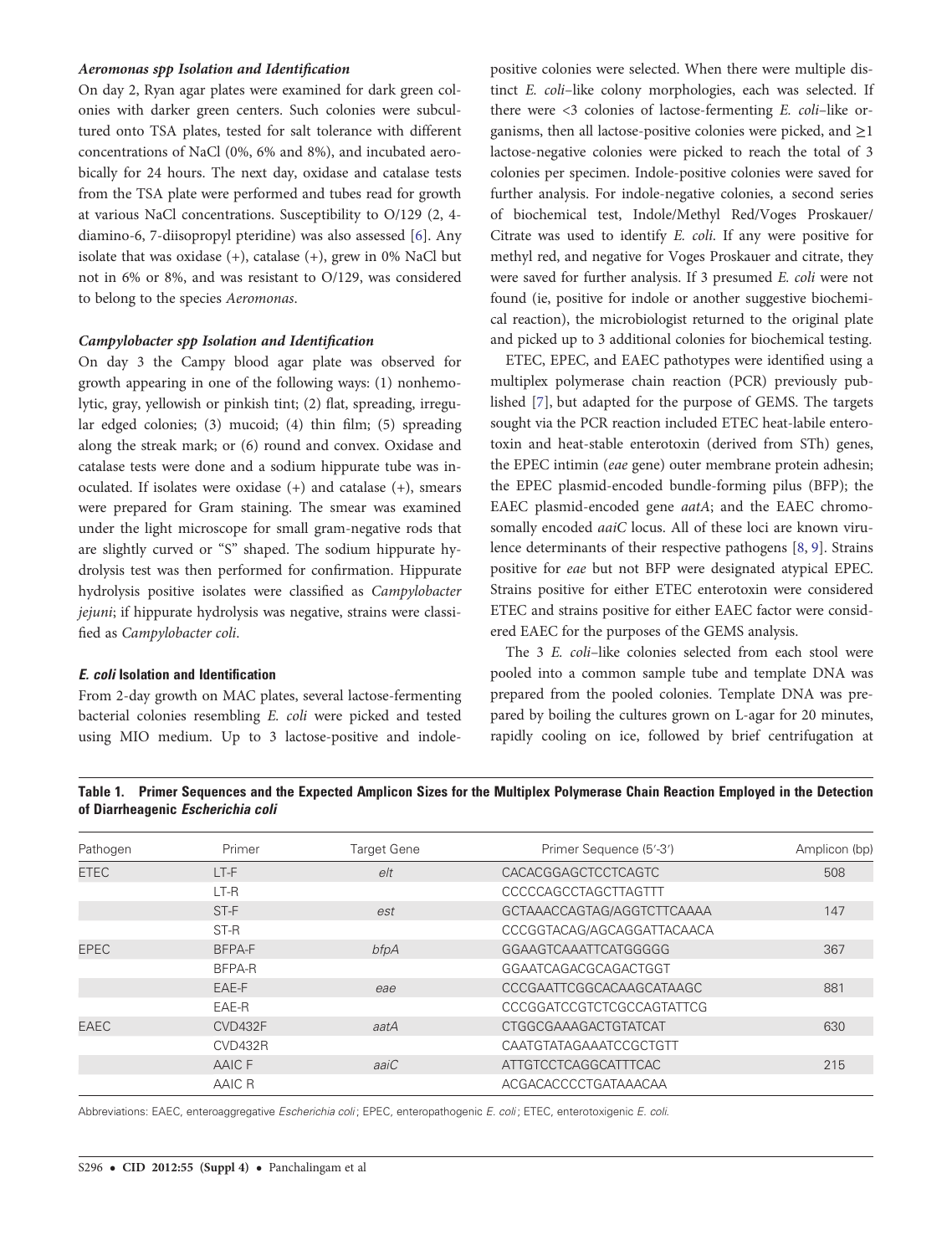#### *Aeromonas spp* Isolation and Identification

On day 2, Ryan agar plates were examined for dark green colonies with darker green centers. Such colonies were subcultured onto TSA plates, tested for salt tolerance with different concentrations of NaCl (0%, 6% and 8%), and incubated aerobically for 24 hours. The next day, oxidase and catalase tests from the TSA plate were performed and tubes read for growth at various NaCl concentrations. Susceptibility to O/129 (2, 4-diamino-6, 7-diisopropyl pteridine) was also assessed [6]. Any isolate that was oxidase (+), catalase (+), grew in 0% NaCl but not in 6% or 8%, and was resistant to O/129, was considered to belong to the species *Aeromonas*.

#### *Campylobacter spp* Isolation and Identification

On day 3 the Campy blood agar plate was observed for growth appearing in one of the following ways: (1) nonhemolytic, gray, yellowish or pinkish tint; (2) flat, spreading, irregular edged colonies; (3) mucoid; (4) thin film; (5) spreading along the streak mark; or (6) round and convex. Oxidase and catalase tests were done and a sodium hippurate tube was inoculated. If isolates were oxidase (+) and catalase (+), smears were prepared for Gram staining. The smear was examined under the light microscope for small gram-negative rods that are slightly curved or "S" shaped. The sodium hippurate hydrolysis test was then performed for confirmation. Hippurate hydrolysis positive isolates were classified as *Campylobacter jejuni*; if hippurate hydrolysis was negative, strains were classified as *Campylobacter coli*.

#### *E. coli* Isolation and Identification

From 2-day growth on MAC plates, several lactose-fermenting bacterial colonies resembling *E. coli* were picked and tested using MIO medium. Up to 3 lactose-positive and indole-positive colonies were selected. When there were multiple distinct *E. coli*–like colony morphologies, each was selected. If there were <3 colonies of lactose-fermenting *E. coli*–like organisms, then all lactose-positive colonies were picked, and ≥1 lactose-negative colonies were picked to reach the total of 3 colonies per specimen. Indole-positive colonies were saved for further analysis. For indole-negative colonies, a second series of biochemical test, Indole/Methyl Red/Voges Proskauer/Citrate was used to identify *E. coli*. If any were positive for methyl red, and negative for Voges Proskauer and citrate, they were saved for further analysis. If 3 presumed *E. coli* were not found (ie, positive for indole or another suggestive biochemical reaction), the microbiologist returned to the original plate and picked up to 3 additional colonies for biochemical testing.

ETEC, EPEC, and EAEC pathotypes were identified using a multiplex polymerase chain reaction (PCR) previously published [7], but adapted for the purpose of GEMS. The targets sought via the PCR reaction included ETEC heat-labile enterotoxin and heat-stable enterotoxin (derived from STh) genes, the EPEC intimin (*eae* gene) outer membrane protein adhesin; the EPEC plasmid-encoded bundle-forming pilus (BFP); the EAEC plasmid-encoded gene *aatA*; and the EAEC chromosomally encoded *aaiC* locus. All of these loci are known virulence determinants of their respective pathogens [8, 9]. Strains positive for *eae* but not BFP were designated atypical EPEC. Strains positive for either ETEC enterotoxin were considered ETEC and strains positive for either EAEC factor were considered EAEC for the purposes of the GEMS analysis.

The 3 *E. coli*–like colonies selected from each stool were pooled into a common sample tube and template DNA was prepared from the pooled colonies. Template DNA was prepared by boiling the cultures grown on L-agar for 20 minutes, rapidly cooling on ice, followed by brief centrifugation at

**Table 1. Primer Sequences and the Expected Amplicon Sizes for the Multiplex Polymerase Chain Reaction Employed in the Detection of Diarrheagenic *Escherichia coli***

| Pathogen | Primer | Target Gene | Primer Sequence (5′-3′) | Amplicon (bp) |
|---|---|---|---|---|
| ETEC | LT-F | *elt* | CACACGGAGCTCCTCAGTC | 508 |
| | LT-R | | CCCCCAGCCTAGCTTAGTTT | |
| | ST-F | *est* | GCTAAACCAGTAG/AGGTCTTCAAAA | 147 |
| | ST-R | | CCCGGTACAG/AGCAGGATTACAACA | |
| EPEC | BFPA-F | *bfpA* | GGAAGTCAAATTCATGGGGG | 367 |
| | BFPA-R | | GGAATCAGACGCAGACTGGT | |
| | EAE-F | *eae* | CCCGAATTCGGCACAAGCATAAGC | 881 |
| | EAE-R | | CCCGGATCCGTCTCGCCAGTATTCG | |
| EAEC | CVD432F | *aatA* | CTGGCGAAAGACTGTATCAT | 630 |
| | CVD432R | | CAATGTATAGAAATCCGCTGTT | |
| | AAIC F | *aaiC* | ATTGTCCTCAGGCATTTCAC | 215 |
| | AAIC R | | ACGACACCCCTGATAAACAA | |

Abbreviations: EAEC, enteroaggregative *Escherichia coli*; EPEC, enteropathogenic *E. coli*; ETEC, enterotoxigenic *E. coli.*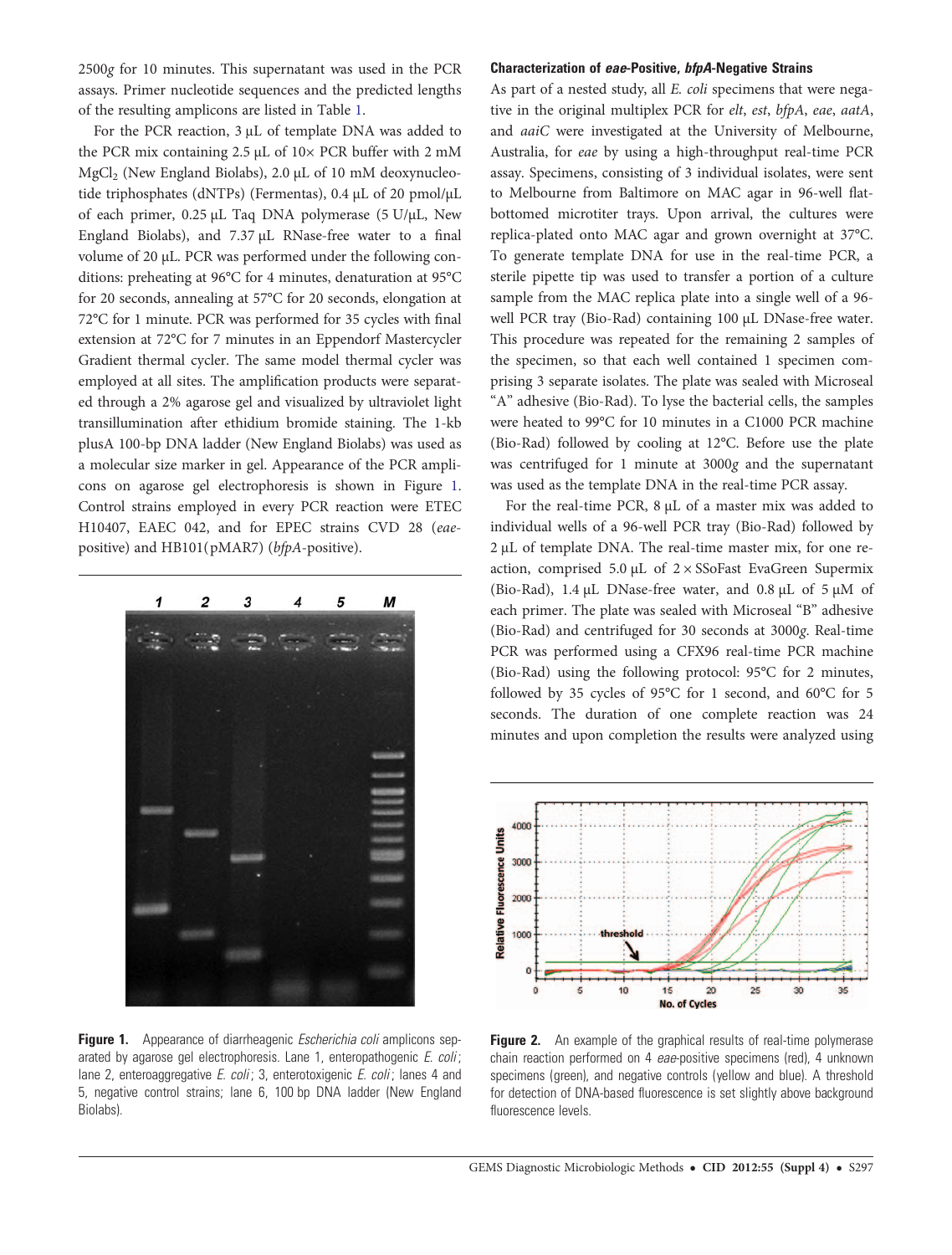2500*g* for 10 minutes. This supernatant was used in the PCR assays. Primer nucleotide sequences and the predicted lengths of the resulting amplicons are listed in Table 1.

For the PCR reaction, 3 µL of template DNA was added to the PCR mix containing 2.5 µL of 10× PCR buffer with 2 mM $MgCl_2$ (New England Biolabs), 2.0 µL of 10 mM deoxynucleotide triphosphates (dNTPs) (Fermentas), 0.4 µL of 20 pmol/µL of each primer, 0.25 µL Taq DNA polymerase (5 U/µL, New England Biolabs), and 7.37 µL RNase-free water to a final volume of 20 µL. PCR was performed under the following conditions: preheating at 96°C for 4 minutes, denaturation at 95°C for 20 seconds, annealing at 57°C for 20 seconds, elongation at 72°C for 1 minute. PCR was performed for 35 cycles with final extension at 72°C for 7 minutes in an Eppendorf Mastercycler Gradient thermal cycler. The same model thermal cycler was employed at all sites. The amplification products were separated through a 2% agarose gel and visualized by ultraviolet light transillumination after ethidium bromide staining. The 1-kb plusA 100-bp DNA ladder (New England Biolabs) was used as a molecular size marker in gel. Appearance of the PCR amplicons on agarose gel electrophoresis is shown in Figure 1. Control strains employed in every PCR reaction were ETEC H10407, EAEC 042, and for EPEC strains CVD 28 (*eae*-positive) and HB101(pMAR7) (*bfpA*-positive).

**Figure 1.** Appearance of diarrheagenic *Escherichia coli* amplicons separated by agarose gel electrophoresis. Lane 1, enteropathogenic *E. coli*; lane 2, enteroaggregative *E. coli*; 3, enterotoxigenic *E. coli*; lanes 4 and 5, negative control strains; lane 6, 100 bp DNA ladder (New England Biolabs).

### Characterization of *eae*-Positive, *bfpA*-Negative Strains

As part of a nested study, all *E. coli* specimens that were negative in the original multiplex PCR for *elt*, *est*, *bfpA*, *eae*, *aatA*, and *aaiC* were investigated at the University of Melbourne, Australia, for *eae* by using a high-throughput real-time PCR assay. Specimens, consisting of 3 individual isolates, were sent to Melbourne from Baltimore on MAC agar in 96-well flat-bottomed microtiter trays. Upon arrival, the cultures were replica-plated onto MAC agar and grown overnight at 37°C. To generate template DNA for use in the real-time PCR, a sterile pipette tip was used to transfer a portion of a culture sample from the MAC replica plate into a single well of a 96-well PCR tray (Bio-Rad) containing 100 µL DNase-free water. This procedure was repeated for the remaining 2 samples of the specimen, so that each well contained 1 specimen comprising 3 separate isolates. The plate was sealed with Microseal "A" adhesive (Bio-Rad). To lyse the bacterial cells, the samples were heated to 99°C for 10 minutes in a C1000 PCR machine (Bio-Rad) followed by cooling at 12°C. Before use the plate was centrifuged for 1 minute at 3000*g* and the supernatant was used as the template DNA in the real-time PCR assay.

For the real-time PCR, 8 µL of a master mix was added to individual wells of a 96-well PCR tray (Bio-Rad) followed by 2 µL of template DNA. The real-time master mix, for one reaction, comprised 5.0 µL of 2 × SSoFast EvaGreen Supermix (Bio-Rad), 1.4 µL DNase-free water, and 0.8 µL of 5 µM of each primer. The plate was sealed with Microseal "B" adhesive (Bio-Rad) and centrifuged for 30 seconds at 3000*g*. Real-time PCR was performed using a CFX96 real-time PCR machine (Bio-Rad) using the following protocol: 95°C for 2 minutes, followed by 35 cycles of 95°C for 1 second, and 60°C for 5 seconds. The duration of one complete reaction was 24 minutes and upon completion the results were analyzed using

**Figure 2.** An example of the graphical results of real-time polymerase chain reaction performed on 4 *eae*-positive specimens (red), 4 unknown specimens (green), and negative controls (yellow and blue). A threshold for detection of DNA-based fluorescence is set slightly above background fluorescence levels.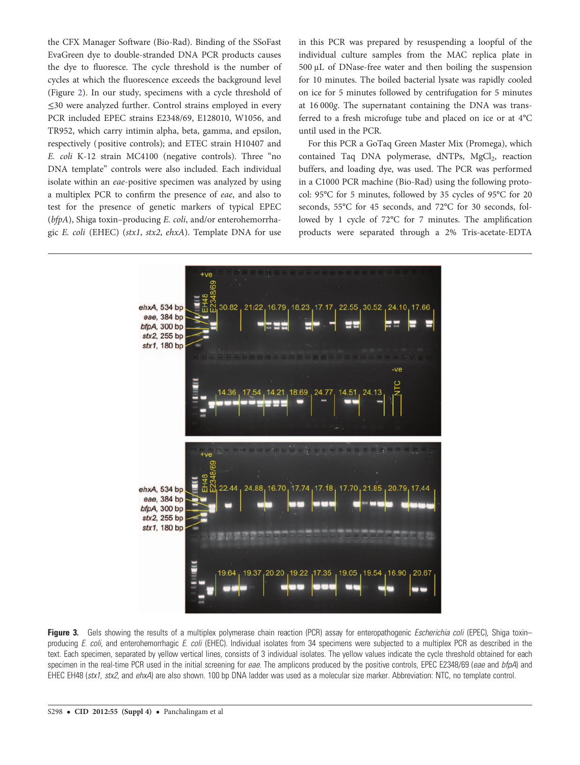the CFX Manager Software (Bio-Rad). Binding of the SSoFast EvaGreen dye to double-stranded DNA PCR products causes the dye to fluoresce. The cycle threshold is the number of cycles at which the fluorescence exceeds the background level (Figure 2). In our study, specimens with a cycle threshold of ≤30 were analyzed further. Control strains employed in every PCR included EPEC strains E2348/69, E128010, W1056, and TR952, which carry intimin alpha, beta, gamma, and epsilon, respectively (positive controls); and ETEC strain H10407 and *E. coli* K-12 strain MC4100 (negative controls). Three "no DNA template" controls were also included. Each individual isolate within an *eae*-positive specimen was analyzed by using a multiplex PCR to confirm the presence of *eae*, and also to test for the presence of genetic markers of typical EPEC (*bfpA*), Shiga toxin–producing *E. coli*, and/or enterohemorrhagic *E. coli* (EHEC) (*stx1*, *stx2*, *ehxA*). Template DNA for use in this PCR was prepared by resuspending a loopful of the individual culture samples from the MAC replica plate in 500 µL of DNase-free water and then boiling the suspension for 10 minutes. The boiled bacterial lysate was rapidly cooled on ice for 5 minutes followed by centrifugation for 5 minutes at 16 000*g*. The supernatant containing the DNA was transferred to a fresh microfuge tube and placed on ice or at 4°C until used in the PCR.

For this PCR a GoTaq Green Master Mix (Promega), which contained Taq DNA polymerase, dNTPs, $MgCl_2$, reaction buffers, and loading dye, was used. The PCR was performed in a C1000 PCR machine (Bio-Rad) using the following protocol: 95°C for 5 minutes, followed by 35 cycles of 95°C for 20 seconds, 55°C for 45 seconds, and 72°C for 30 seconds, followed by 1 cycle of 72°C for 7 minutes. The amplification products were separated through a 2% Tris-acetate-EDTA

**Figure 3.** Gels showing the results of a multiplex polymerase chain reaction (PCR) assay for enteropathogenic *Escherichia coli* (EPEC), Shiga toxin–producing *E. coli*, and enterohemorrhagic *E. coli* (EHEC). Individual isolates from 34 specimens were subjected to a multiplex PCR as described in the text. Each specimen, separated by yellow vertical lines, consists of 3 individual isolates. The yellow values indicate the cycle threshold obtained for each specimen in the real-time PCR used in the initial screening for *eae*. The amplicons produced by the positive controls, EPEC E2348/69 (*eae* and *bfpA*) and EHEC EH48 (*stx1*, *stx2*, and *ehxA*) are also shown. 100 bp DNA ladder was used as a molecular size marker. Abbreviation: NTC, no template control.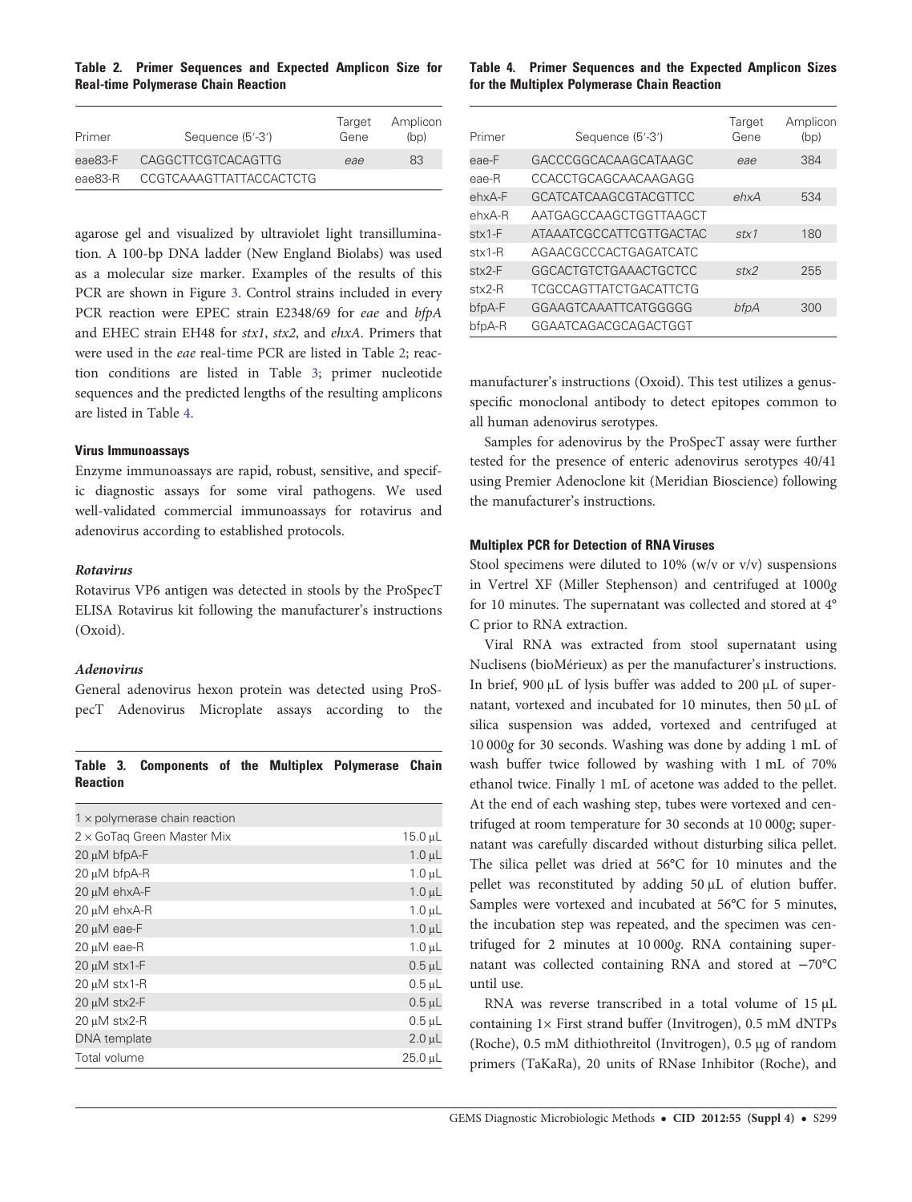**Table 2. Primer Sequences and Expected Amplicon Size for Real-time Polymerase Chain Reaction**

| Primer | Sequence (5′-3′) | Target Gene | Amplicon (bp) |
|---|---|---|---|
| eae83-F | CAGGCTTCGTCACAGTTG | *eae* | 83 |
| eae83-R | CCGTCAAAGTTATTACCACTCTG | | |

agarose gel and visualized by ultraviolet light transillumination. A 100-bp DNA ladder (New England Biolabs) was used as a molecular size marker. Examples of the results of this PCR are shown in Figure 3. Control strains included in every PCR reaction were EPEC strain E2348/69 for *eae* and *bfpA* and EHEC strain EH48 for *stx1*, *stx2*, and *ehxA*. Primers that were used in the *eae* real-time PCR are listed in Table 2; reaction conditions are listed in Table 3; primer nucleotide sequences and the predicted lengths of the resulting amplicons are listed in Table 4.

#### Virus Immunoassays

Enzyme immunoassays are rapid, robust, sensitive, and specific diagnostic assays for some viral pathogens. We used well-validated commercial immunoassays for rotavirus and adenovirus according to established protocols.

##### *Rotavirus*

Rotavirus VP6 antigen was detected in stools by the ProSpecT ELISA Rotavirus kit following the manufacturer's instructions (Oxoid).

##### *Adenovirus*

General adenovirus hexon protein was detected using ProSpecT Adenovirus Microplate assays according to the manufacturer's instructions (Oxoid). This test utilizes a genus-specific monoclonal antibody to detect epitopes common to all human adenovirus serotypes.

Samples for adenovirus by the ProSpecT assay were further tested for the presence of enteric adenovirus serotypes 40/41 using Premier Adenoclone kit (Meridian Bioscience) following the manufacturer's instructions.

**Table 3. Components of the Multiplex Polymerase Chain Reaction**

| 1 × polymerase chain reaction | |
|---|---|
| 2 × GoTaq Green Master Mix | 15.0 µL |
| 20 µM bfpA-F | 1.0 µL |
| 20 µM bfpA-R | 1.0 µL |
| 20 µM ehxA-F | 1.0 µL |
| 20 µM ehxA-R | 1.0 µL |
| 20 µM eae-F | 1.0 µL |
| 20 µM eae-R | 1.0 µL |
| 20 µM stx1-F | 0.5 µL |
| 20 µM stx1-R | 0.5 µL |
| 20 µM stx2-F | 0.5 µL |
| 20 µM stx2-R | 0.5 µL |
| DNA template | 2.0 µL |
| Total volume | 25.0 µL |

**Table 4. Primer Sequences and the Expected Amplicon Sizes for the Multiplex Polymerase Chain Reaction**

| Primer | Sequence (5′-3′) | Target Gene | Amplicon (bp) |
|---|---|---|---|
| eae-F | GACCCGGCACAAGCATAAGC | *eae* | 384 |
| eae-R | CCACCTGCAGCAACAAGAGG | | |
| ehxA-F | GCATCATCAAGCGTACGTTCC | *ehxA* | 534 |
| ehxA-R | AATGAGCCAAGCTGGTTAAGCT | | |
| stx1-F | ATAAATCGCCATTCGTTGACTAC | *stx1* | 180 |
| stx1-R | AGAACGCCCACTGAGATCATC | | |
| stx2-F | GGCACTGTCTGAAACTGCTCC | *stx2* | 255 |
| stx2-R | TCGCCAGTTATCTGACATTCTG | | |
| bfpA-F | GGAAGTCAAATTCATGGGGG | *bfpA* | 300 |
| bfpA-R | GGAATCAGACGCAGACTGGT | | |

#### Multiplex PCR for Detection of RNA Viruses

Stool specimens were diluted to 10% (w/v or v/v) suspensions in Vertrel XF (Miller Stephenson) and centrifuged at 1000*g* for 10 minutes. The supernatant was collected and stored at 4° C prior to RNA extraction.

Viral RNA was extracted from stool supernatant using Nuclisens (bioMérieux) as per the manufacturer's instructions. In brief, 900 µL of lysis buffer was added to 200 µL of supernatant, vortexed and incubated for 10 minutes, then 50 µL of silica suspension was added, vortexed and centrifuged at 10 000*g* for 30 seconds. Washing was done by adding 1 mL of wash buffer twice followed by washing with 1 mL of 70% ethanol twice. Finally 1 mL of acetone was added to the pellet. At the end of each washing step, tubes were vortexed and centrifuged at room temperature for 30 seconds at 10 000*g*; supernatant was carefully discarded without disturbing silica pellet. The silica pellet was dried at 56°C for 10 minutes and the pellet was reconstituted by adding 50 µL of elution buffer. Samples were vortexed and incubated at 56°C for 5 minutes, the incubation step was repeated, and the specimen was centrifuged for 2 minutes at 10 000*g*. RNA containing supernatant was collected containing RNA and stored at −70°C until use.

RNA was reverse transcribed in a total volume of 15 µL containing 1× First strand buffer (Invitrogen), 0.5 mM dNTPs (Roche), 0.5 mM dithiothreitol (Invitrogen), 0.5 µg of random primers (TaKaRa), 20 units of RNase Inhibitor (Roche), and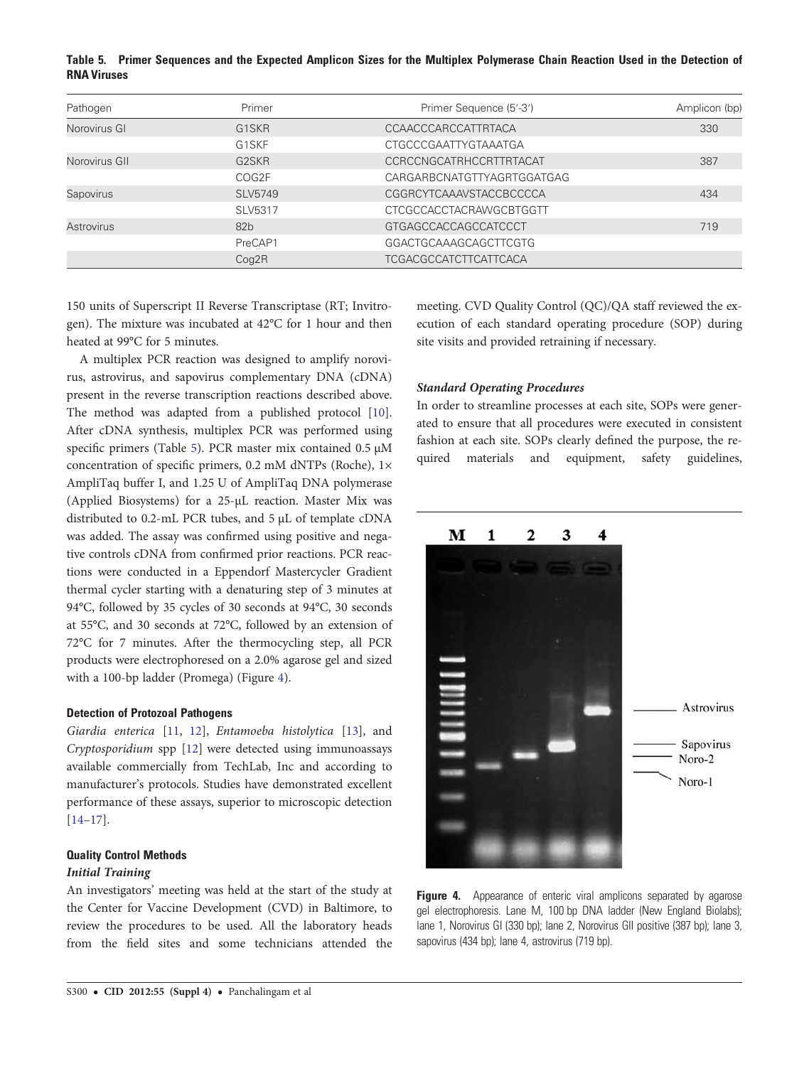**Table 5. Primer Sequences and the Expected Amplicon Sizes for the Multiplex Polymerase Chain Reaction Used in the Detection of RNA Viruses**

| Pathogen | Primer | Primer Sequence (5′-3′) | Amplicon (bp) |
|---|---|---|---|
| Norovirus GI | G1SKR | CCAACCCARCCATTRTACA | 330 |
| | G1SKF | CTGCCCGAATTYGTAAATGA | |
| Norovirus GII | G2SKR | CCRCCNGCATRHCCRTTRTACAT | 387 |
| | COG2F | CARGARBCNATGTTYAGRTGGATGAG | |
| Sapovirus | SLV5749 | CGGRCYTCAAAVSTACCBCCCCA | 434 |
| | SLV5317 | CTCGCCACCTACRAWGCBTGGTT | |
| Astrovirus | 82b | GTGAGCCACCAGCCATCCCT | 719 |
| | PreCAP1 | GGACTGCAAAGCAGCTTCGTG | |
| | Cog2R | TCGACGCCATCTTCATTCACA | |

150 units of Superscript II Reverse Transcriptase (RT; Invitrogen). The mixture was incubated at 42°C for 1 hour and then heated at 99°C for 5 minutes.

A multiplex PCR reaction was designed to amplify norovirus, astrovirus, and sapovirus complementary DNA (cDNA) present in the reverse transcription reactions described above. The method was adapted from a published protocol [10]. After cDNA synthesis, multiplex PCR was performed using specific primers (Table 5). PCR master mix contained 0.5 μM concentration of specific primers, 0.2 mM dNTPs (Roche), 1× AmpliTaq buffer I, and 1.25 U of AmpliTaq DNA polymerase (Applied Biosystems) for a 25-μL reaction. Master Mix was distributed to 0.2-mL PCR tubes, and 5 μL of template cDNA was added. The assay was confirmed using positive and negative controls cDNA from confirmed prior reactions. PCR reactions were conducted in a Eppendorf Mastercycler Gradient thermal cycler starting with a denaturing step of 3 minutes at 94°C, followed by 35 cycles of 30 seconds at 94°C, 30 seconds at 55°C, and 30 seconds at 72°C, followed by an extension of 72°C for 7 minutes. After the thermocycling step, all PCR products were electrophoresed on a 2.0% agarose gel and sized with a 100-bp ladder (Promega) (Figure 4).

### Detection of Protozoal Pathogens

*Giardia enterica* [11, 12], *Entamoeba histolytica* [13], and *Cryptosporidium* spp [12] were detected using immunoassays available commercially from TechLab, Inc and according to manufacturer's protocols. Studies have demonstrated excellent performance of these assays, superior to microscopic detection [14–17].

### Quality Control Methods

#### *Initial Training*

An investigators' meeting was held at the start of the study at the Center for Vaccine Development (CVD) in Baltimore, to review the procedures to be used. All the laboratory heads from the field sites and some technicians attended the meeting. CVD Quality Control (QC)/QA staff reviewed the execution of each standard operating procedure (SOP) during site visits and provided retraining if necessary.

#### *Standard Operating Procedures*

In order to streamline processes at each site, SOPs were generated to ensure that all procedures were executed in consistent fashion at each site. SOPs clearly defined the purpose, the required materials and equipment, safety guidelines,

**Figure 4.** Appearance of enteric viral amplicons separated by agarose gel electrophoresis. Lane M, 100 bp DNA ladder (New England Biolabs); lane 1, Norovirus GI (330 bp); lane 2, Norovirus GII positive (387 bp); lane 3, sapovirus (434 bp); lane 4, astrovirus (719 bp).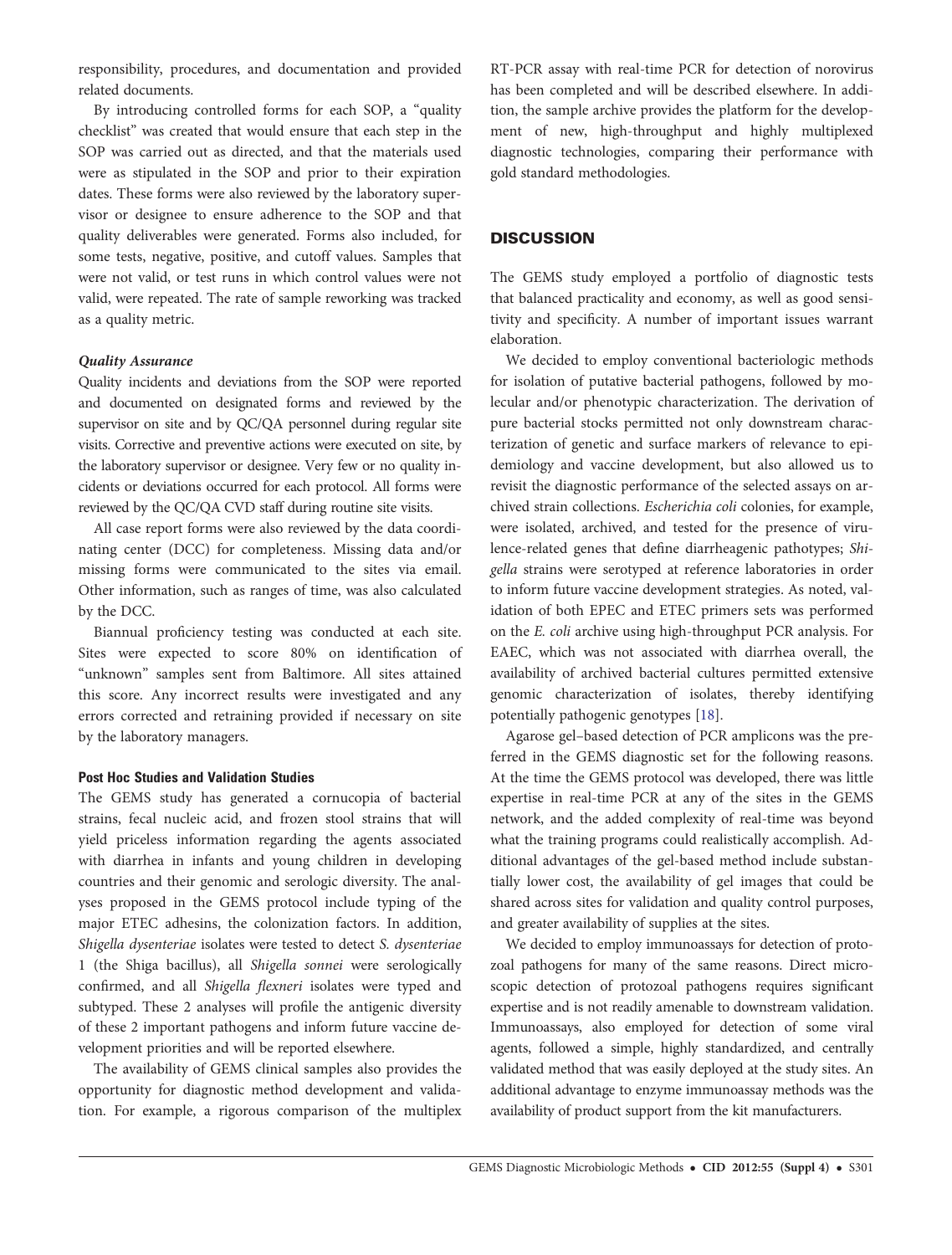responsibility, procedures, and documentation and provided related documents.

By introducing controlled forms for each SOP, a "quality checklist" was created that would ensure that each step in the SOP was carried out as directed, and that the materials used were as stipulated in the SOP and prior to their expiration dates. These forms were also reviewed by the laboratory supervisor or designee to ensure adherence to the SOP and that quality deliverables were generated. Forms also included, for some tests, negative, positive, and cutoff values. Samples that were not valid, or test runs in which control values were not valid, were repeated. The rate of sample reworking was tracked as a quality metric.

#### *Quality Assurance*

Quality incidents and deviations from the SOP were reported and documented on designated forms and reviewed by the supervisor on site and by QC/QA personnel during regular site visits. Corrective and preventive actions were executed on site, by the laboratory supervisor or designee. Very few or no quality incidents or deviations occurred for each protocol. All forms were reviewed by the QC/QA CVD staff during routine site visits.

All case report forms were also reviewed by the data coordinating center (DCC) for completeness. Missing data and/or missing forms were communicated to the sites via email. Other information, such as ranges of time, was also calculated by the DCC.

Biannual proficiency testing was conducted at each site. Sites were expected to score 80% on identification of "unknown" samples sent from Baltimore. All sites attained this score. Any incorrect results were investigated and any errors corrected and retraining provided if necessary on site by the laboratory managers.

### Post Hoc Studies and Validation Studies

The GEMS study has generated a cornucopia of bacterial strains, fecal nucleic acid, and frozen stool strains that will yield priceless information regarding the agents associated with diarrhea in infants and young children in developing countries and their genomic and serologic diversity. The analyses proposed in the GEMS protocol include typing of the major ETEC adhesins, the colonization factors. In addition, *Shigella dysenteriae* isolates were tested to detect *S. dysenteriae* 1 (the Shiga bacillus), all *Shigella sonnei* were serologically confirmed, and all *Shigella flexneri* isolates were typed and subtyped. These 2 analyses will profile the antigenic diversity of these 2 important pathogens and inform future vaccine development priorities and will be reported elsewhere.

The availability of GEMS clinical samples also provides the opportunity for diagnostic method development and validation. For example, a rigorous comparison of the multiplex RT-PCR assay with real-time PCR for detection of norovirus has been completed and will be described elsewhere. In addition, the sample archive provides the platform for the development of new, high-throughput and highly multiplexed diagnostic technologies, comparing their performance with gold standard methodologies.

## DISCUSSION

The GEMS study employed a portfolio of diagnostic tests that balanced practicality and economy, as well as good sensitivity and specificity. A number of important issues warrant elaboration.

We decided to employ conventional bacteriologic methods for isolation of putative bacterial pathogens, followed by molecular and/or phenotypic characterization. The derivation of pure bacterial stocks permitted not only downstream characterization of genetic and surface markers of relevance to epidemiology and vaccine development, but also allowed us to revisit the diagnostic performance of the selected assays on archived strain collections. *Escherichia coli* colonies, for example, were isolated, archived, and tested for the presence of virulence-related genes that define diarrheagenic pathotypes; *Shigella* strains were serotyped at reference laboratories in order to inform future vaccine development strategies. As noted, validation of both EPEC and ETEC primers sets was performed on the *E. coli* archive using high-throughput PCR analysis. For EAEC, which was not associated with diarrhea overall, the availability of archived bacterial cultures permitted extensive genomic characterization of isolates, thereby identifying potentially pathogenic genotypes [18].

Agarose gel–based detection of PCR amplicons was the preferred in the GEMS diagnostic set for the following reasons. At the time the GEMS protocol was developed, there was little expertise in real-time PCR at any of the sites in the GEMS network, and the added complexity of real-time was beyond what the training programs could realistically accomplish. Additional advantages of the gel-based method include substantially lower cost, the availability of gel images that could be shared across sites for validation and quality control purposes, and greater availability of supplies at the sites.

We decided to employ immunoassays for detection of protozoal pathogens for many of the same reasons. Direct microscopic detection of protozoal pathogens requires significant expertise and is not readily amenable to downstream validation. Immunoassays, also employed for detection of some viral agents, followed a simple, highly standardized, and centrally validated method that was easily deployed at the study sites. An additional advantage to enzyme immunoassay methods was the availability of product support from the kit manufacturers.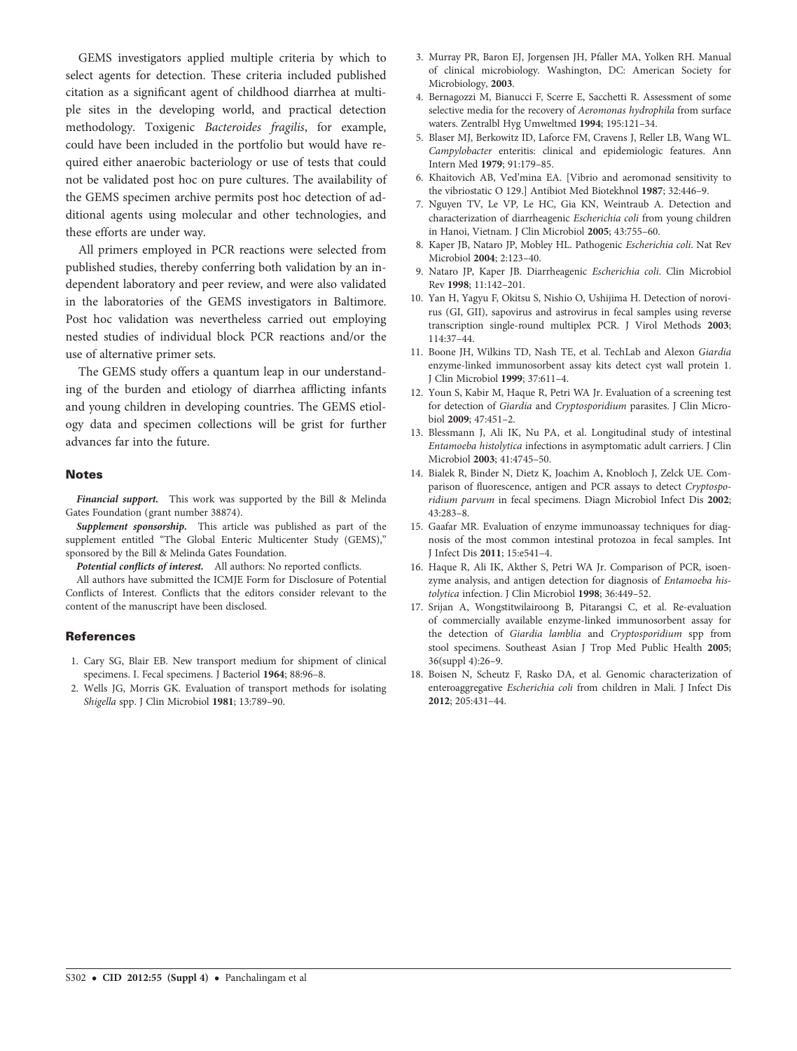GEMS investigators applied multiple criteria by which to select agents for detection. These criteria included published citation as a significant agent of childhood diarrhea at multiple sites in the developing world, and practical detection methodology. Toxigenic *Bacteroides fragilis*, for example, could have been included in the portfolio but would have required either anaerobic bacteriology or use of tests that could not be validated post hoc on pure cultures. The availability of the GEMS specimen archive permits post hoc detection of additional agents using molecular and other technologies, and these efforts are under way.

All primers employed in PCR reactions were selected from published studies, thereby conferring both validation by an independent laboratory and peer review, and were also validated in the laboratories of the GEMS investigators in Baltimore. Post hoc validation was nevertheless carried out employing nested studies of individual block PCR reactions and/or the use of alternative primer sets.

The GEMS study offers a quantum leap in our understanding of the burden and etiology of diarrhea afflicting infants and young children in developing countries. The GEMS etiology data and specimen collections will be grist for further advances far into the future.

### Notes

***Financial support.*** This work was supported by the Bill & Melinda Gates Foundation (grant number 38874).

***Supplement sponsorship.*** This article was published as part of the supplement entitled "The Global Enteric Multicenter Study (GEMS)," sponsored by the Bill & Melinda Gates Foundation.

***Potential conflicts of interest.*** All authors: No reported conflicts.

All authors have submitted the ICMJE Form for Disclosure of Potential Conflicts of Interest. Conflicts that the editors consider relevant to the content of the manuscript have been disclosed.

### References

1. Cary SG, Blair EB. New transport medium for shipment of clinical specimens. I. Fecal specimens. J Bacteriol **1964**; 88:96–8.
2. Wells JG, Morris GK. Evaluation of transport methods for isolating *Shigella* spp. J Clin Microbiol **1981**; 13:789–90.
3. Murray PR, Baron EJ, Jorgensen JH, Pfaller MA, Yolken RH. Manual of clinical microbiology. Washington, DC: American Society for Microbiology, **2003**.
4. Bernagozzi M, Bianucci F, Scerre E, Sacchetti R. Assessment of some selective media for the recovery of *Aeromonas hydrophila* from surface waters. Zentralbl Hyg Umweltmed **1994**; 195:121–34.
5. Blaser MJ, Berkowitz ID, Laforce FM, Cravens J, Reller LB, Wang WL. *Campylobacter* enteritis: clinical and epidemiologic features. Ann Intern Med **1979**; 91:179–85.
6. Khaitovich AB, Ved'mina EA. [Vibrio and aeromonad sensitivity to the vibriostatic O 129.] Antibiot Med Biotekhnol **1987**; 32:446–9.
7. Nguyen TV, Le VP, Le HC, Gia KN, Weintraub A. Detection and characterization of diarrheagenic *Escherichia coli* from young children in Hanoi, Vietnam. J Clin Microbiol **2005**; 43:755–60.
8. Kaper JB, Nataro JP, Mobley HL. Pathogenic *Escherichia coli*. Nat Rev Microbiol **2004**; 2:123–40.
9. Nataro JP, Kaper JB. Diarrheagenic *Escherichia coli*. Clin Microbiol Rev **1998**; 11:142–201.
10. Yan H, Yagyu F, Okitsu S, Nishio O, Ushijima H. Detection of norovirus (GI, GII), sapovirus and astrovirus in fecal samples using reverse transcription single-round multiplex PCR. J Virol Methods **2003**; 114:37–44.
11. Boone JH, Wilkins TD, Nash TE, et al. TechLab and Alexon *Giardia* enzyme-linked immunosorbent assay kits detect cyst wall protein 1. J Clin Microbiol **1999**; 37:611–4.
12. Youn S, Kabir M, Haque R, Petri WA Jr. Evaluation of a screening test for detection of *Giardia* and *Cryptosporidium* parasites. J Clin Microbiol **2009**; 47:451–2.
13. Blessmann J, Ali IK, Nu PA, et al. Longitudinal study of intestinal *Entamoeba histolytica* infections in asymptomatic adult carriers. J Clin Microbiol **2003**; 41:4745–50.
14. Bialek R, Binder N, Dietz K, Joachim A, Knobloch J, Zelck UE. Comparison of fluorescence, antigen and PCR assays to detect *Cryptosporidium parvum* in fecal specimens. Diagn Microbiol Infect Dis **2002**; 43:283–8.
15. Gaafar MR. Evaluation of enzyme immunoassay techniques for diagnosis of the most common intestinal protozoa in fecal samples. Int J Infect Dis **2011**; 15:e541–4.
16. Haque R, Ali IK, Akther S, Petri WA Jr. Comparison of PCR, isoenzyme analysis, and antigen detection for diagnosis of *Entamoeba histolytica* infection. J Clin Microbiol **1998**; 36:449–52.
17. Srijan A, Wongstitwilairoong B, Pitarangsi C, et al. Re-evaluation of commercially available enzyme-linked immunosorbent assay for the detection of *Giardia lamblia* and *Cryptosporidium* spp from stool specimens. Southeast Asian J Trop Med Public Health **2005**; 36(suppl 4):26–9.
18. Boisen N, Scheutz F, Rasko DA, et al. Genomic characterization of enteroaggregative *Escherichia coli* from children in Mali. J Infect Dis **2012**; 205:431–44.